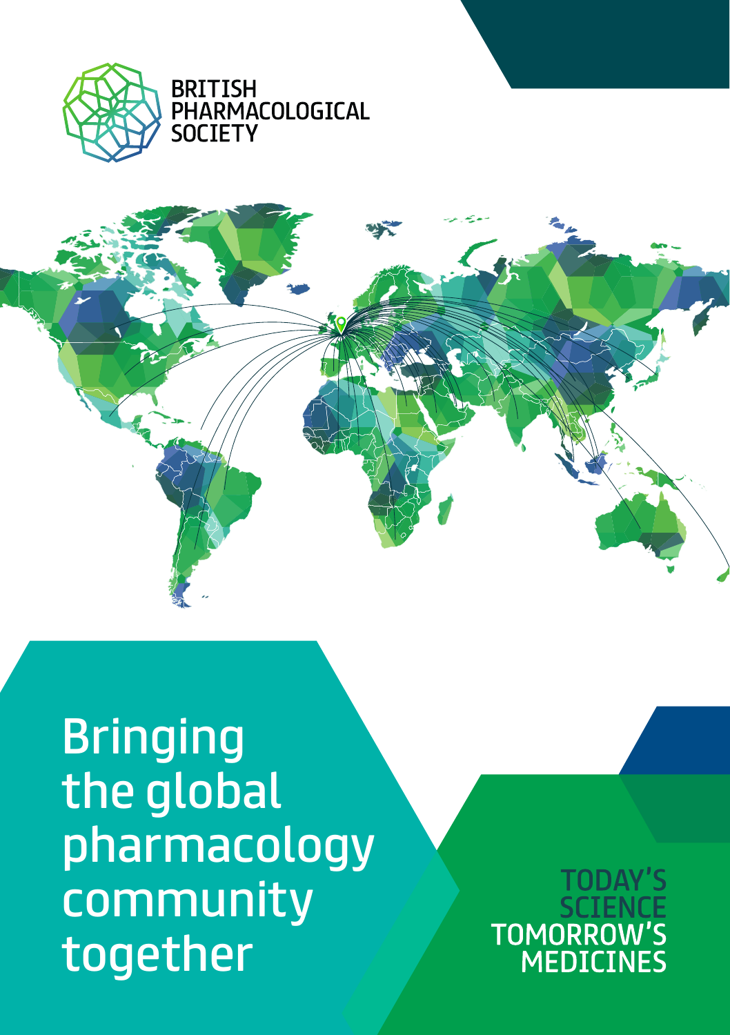BRITISH PHARMACOLOGICAL SOCIETY

# Bringing the global pharmacology community together

TODAY'S SCIENCE TOMORROW'S MEDICINES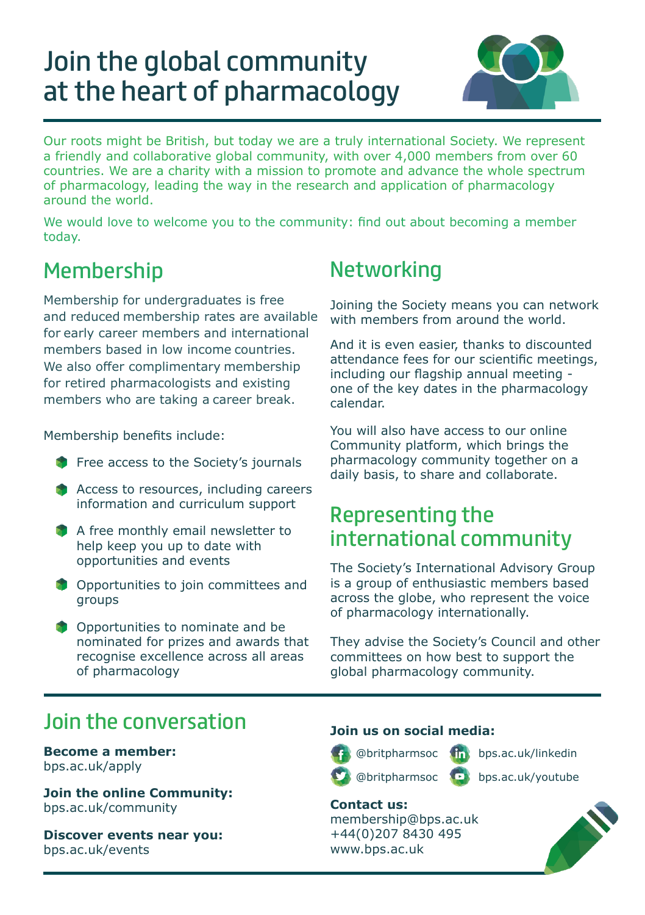# Join the global community at the heart of pharmacology

Our roots might be British, but today we are a truly international Society. We represent a friendly and collaborative global community, with over 4,000 members from over 60 countries. We are a charity with a mission to promote and advance the whole spectrum of pharmacology, leading the way in the research and application of pharmacology around the world.

We would love to welcome you to the community: find out about becoming a member today.

## Membership

Membership for undergraduates is free and reduced membership rates are available for early career members and international members based in low income countries. We also offer complimentary membership for retired pharmacologists and existing members who are taking a career break.

Membership benefits include:

- Free access to the Society's journals
- Access to resources, including careers information and curriculum support
- A free monthly email newsletter to help keep you up to date with opportunities and events
- Opportunities to join committees and groups
- Opportunities to nominate and be nominated for prizes and awards that recognise excellence across all areas of pharmacology

## Networking

Joining the Society means you can network with members from around the world.

And it is even easier, thanks to discounted attendance fees for our scientific meetings, including our flagship annual meeting - one of the key dates in the pharmacology calendar.

You will also have access to our online Community platform, which brings the pharmacology community together on a daily basis, to share and collaborate.

## Representing the international community

The Society's International Advisory Group is a group of enthusiastic members based across the globe, who represent the voice of pharmacology internationally.

They advise the Society's Council and other committees on how best to support the global pharmacology community.

## Join the conversation

**Become a member:**
bps.ac.uk/apply

**Join the online Community:**
bps.ac.uk/community

**Discover events near you:**
bps.ac.uk/events

**Join us on social media:**

@britpharmsoc
@britpharmsoc
bps.ac.uk/linkedin
bps.ac.uk/youtube

**Contact us:**
membership@bps.ac.uk
+44(0)207 8430 495
www.bps.ac.uk